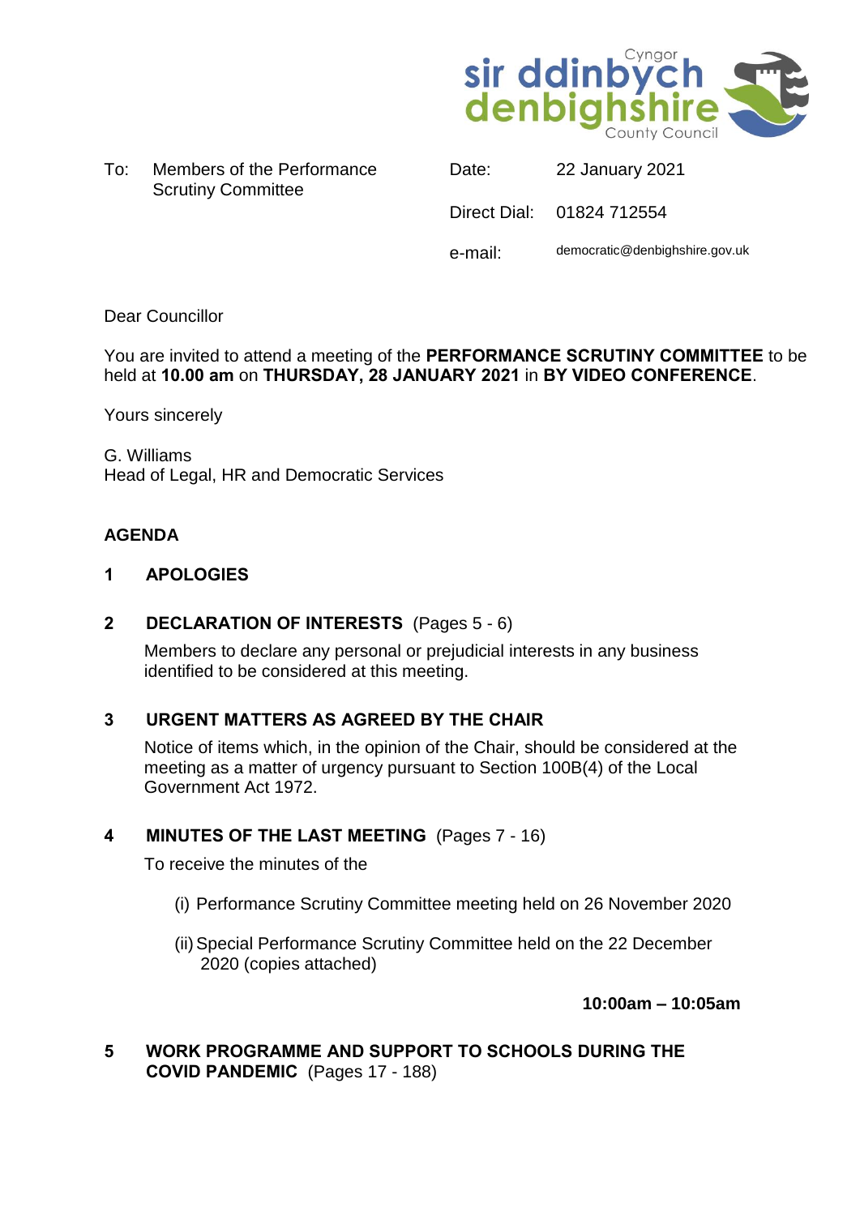Cyngor sir ddinbych denbighshire County Council

To: Members of the Performance Scrutiny Committee

Date: 22 January 2021

Direct Dial: 01824 712554

e-mail: democratic@denbighshire.gov.uk

Dear Councillor

You are invited to attend a meeting of the **PERFORMANCE SCRUTINY COMMITTEE** to be held at **10.00 am** on **THURSDAY, 28 JANUARY 2021** in **BY VIDEO CONFERENCE**.

Yours sincerely

G. Williams
Head of Legal, HR and Democratic Services

## AGENDA

**1 APOLOGIES**

**2 DECLARATION OF INTERESTS** (Pages 5 - 6)

Members to declare any personal or prejudicial interests in any business identified to be considered at this meeting.

**3 URGENT MATTERS AS AGREED BY THE CHAIR**

Notice of items which, in the opinion of the Chair, should be considered at the meeting as a matter of urgency pursuant to Section 100B(4) of the Local Government Act 1972.

**4 MINUTES OF THE LAST MEETING** (Pages 7 - 16)

To receive the minutes of the

(i) Performance Scrutiny Committee meeting held on 26 November 2020

(ii) Special Performance Scrutiny Committee held on the 22 December 2020 (copies attached)

**10:00am – 10:05am**

**5 WORK PROGRAMME AND SUPPORT TO SCHOOLS DURING THE COVID PANDEMIC** (Pages 17 - 188)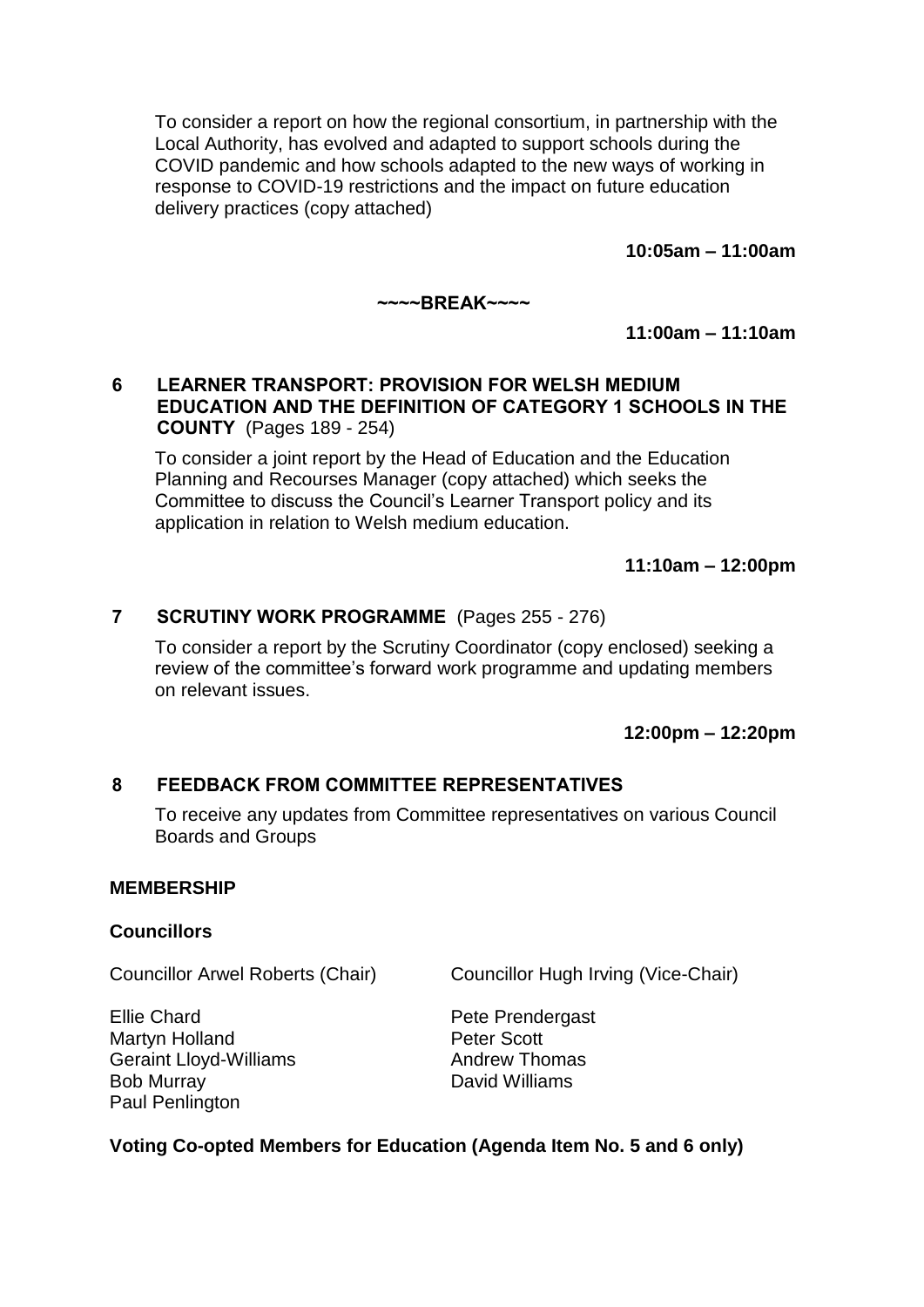To consider a report on how the regional consortium, in partnership with the Local Authority, has evolved and adapted to support schools during the COVID pandemic and how schools adapted to the new ways of working in response to COVID-19 restrictions and the impact on future education delivery practices (copy attached)

**10:05am – 11:00am**

**~~~~BREAK~~~~**

**11:00am – 11:10am**

**6 LEARNER TRANSPORT: PROVISION FOR WELSH MEDIUM EDUCATION AND THE DEFINITION OF CATEGORY 1 SCHOOLS IN THE COUNTY** (Pages 189 - 254)

To consider a joint report by the Head of Education and the Education Planning and Recourses Manager (copy attached) which seeks the Committee to discuss the Council's Learner Transport policy and its application in relation to Welsh medium education.

**11:10am – 12:00pm**

**7 SCRUTINY WORK PROGRAMME** (Pages 255 - 276)

To consider a report by the Scrutiny Coordinator (copy enclosed) seeking a review of the committee's forward work programme and updating members on relevant issues.

**12:00pm – 12:20pm**

**8 FEEDBACK FROM COMMITTEE REPRESENTATIVES**

To receive any updates from Committee representatives on various Council Boards and Groups

**MEMBERSHIP**

**Councillors**

Councillor Arwel Roberts (Chair)
Councillor Hugh Irving (Vice-Chair)

Ellie Chard
Martyn Holland
Geraint Lloyd-Williams
Bob Murray
Paul Penlington
Pete Prendergast
Peter Scott
Andrew Thomas
David Williams

**Voting Co-opted Members for Education (Agenda Item No. 5 and 6 only)**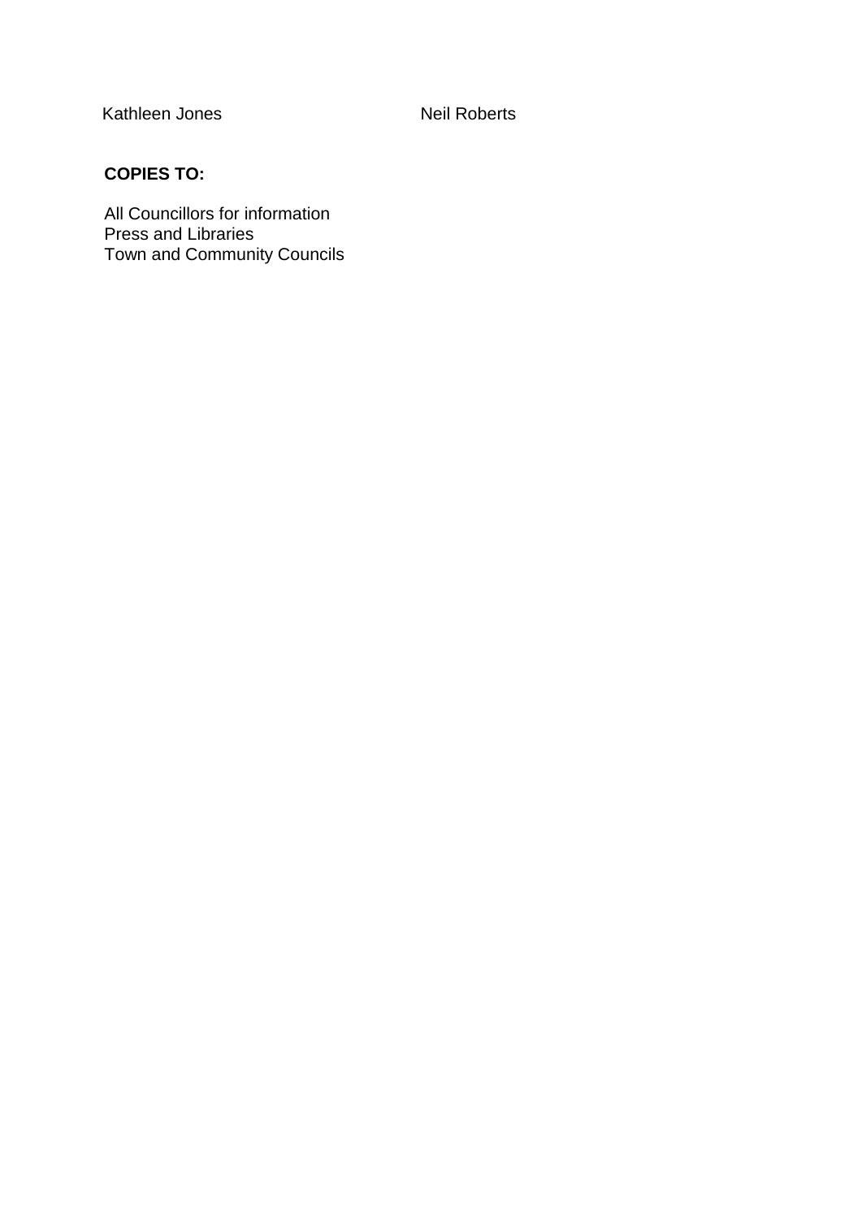Kathleen Jones Neil Roberts

**COPIES TO:**

All Councillors for information
Press and Libraries
Town and Community Councils